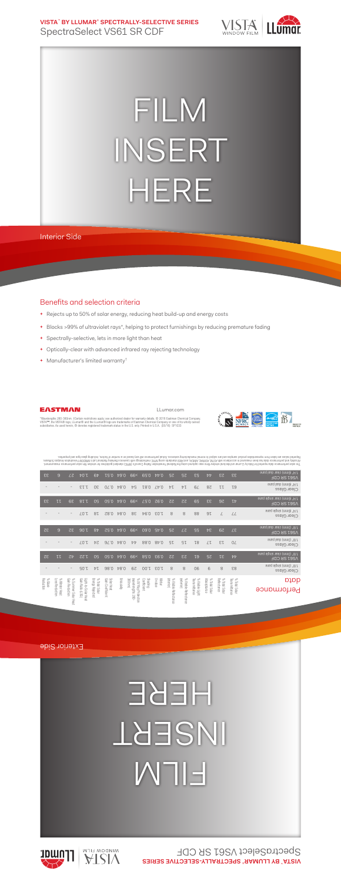**VISTA™ BY LLUMAR® SPECTRALLY-SELECTIVE SERIES**

# SpectraSelect VS61 SR CDF

FILM INSERT HERE

Interior Side

## Benefits and selection criteria

- Rejects up to 50% of solar energy, reducing heat build-up and energy costs
- Blocks >99% of ultraviolet rays*, helping to protect furnishings by reducing premature fading
- Spectrally-selective, lets in more light than heat
- Optically-clear with advanced infrared ray rejecting technology
- Manufacturer's limited warranty†

EASTMAN

LLumar.com

*Wavelengths 280-380nm. †Certain restrictions apply; see authorized dealer for warranty details. © 2016 Eastman Chemical Company. VISTA™, the VISTA® logo, LLumar® and the LLumar® logo are trademarks of Eastman Chemical Company or one of its wholly owned subsidiaries. As used herein, ® denotes registered trademark status in the U.S. only. Printed in U.S.A. (05/16) SP1233

| Performance data | % Total Solar Transmittance | % Total Solar Reflectance | % Solar Absorptance | % Visible Light Transmittance | % Visible Reflectance (exterior) | % Visible Reflectance (interior) | Winter U-Value | Shading Coefficient | % UV Rejection (wavelength 280-380nm) | Emissivity | Solar Heat Gain Coefficient | % Total Solar Energy Rejected | Light to Solar Heat Gain Ratio (LSG) | % Summer Solar Heat Gain Reduction | % Winter Heat Loss Reduction | % Glare Reduction |
|---|---|---|---|---|---|---|---|---|---|---|---|---|---|---|---|---|
| Clear Glass 1/8" (3mm) single pane | 83 | 8 | 9 | 90 | 8 | 8 | 1.03 | 1.00 | 29 | 0.84 | 0.86 | 14 | 1.05 | - | - | - |
| VS61 SR CDF 1/8" (3mm) single pane | 44 | 31 | 25 | 61 | 23 | 22 | 0.93 | 0.58 | >99 | 0.84 | 0.50 | 50 | 1.22 | 42 | 11 | 32 |
| Clear Glass 1/8" (3mm) dual pane | 70 | 13 | 17 | 81 | 15 | 15 | 0.48 | 0.88 | 44 | 0.84 | 0.76 | 24 | 1.07 | - | - | - |
| VS61 SR CDF 1/8" (3mm) dual pane | 37 | 29 | 34 | 55 | 27 | 25 | 0.45 | 0.60 | >99 | 0.84 | 0.52 | 48 | 1.06 | 32 | 6 | 32 |
| Clear Glass 1/4" (6mm) single pane | 77 | 7 | 16 | 88 | 8 | 8 | 1.03 | 0.94 | 38 | 0.84 | 0.82 | 18 | 1.07 | - | - | - |
| VS61 SR CDF 1/4" (6mm) single pane | 41 | 26 | 33 | 59 | 22 | 22 | 0.92 | 0.57 | >99 | 0.84 | 0.50 | 50 | 1.18 | 39 | 11 | 33 |
| Clear Glass 1/4" (6mm) dual pane | 61 | 11 | 28 | 79 | 14 | 14 | 0.47 | 0.81 | 54 | 0.84 | 0.70 | 30 | 1.13 | - | - | - |
| VS61 SR CDF 1/4" (6mm) dual pane | 33 | 23 | 44 | 53 | 25 | 25 | 0.44 | 0.59 | >99 | 0.84 | 0.51 | 49 | 1.04 | 27 | 6 | 33 |

The solar performance data reported for Vista by LLumar architectural window films was captured using the National Fenestration Rating Council's (NFRC) standard guidelines for window film solar performance measurement. All visibility and performance data has been measured in accordance with ASTM, ASHRAE, ANSI, and NFRC standards using NFRC methodology with Lawrence Berkeley National Lab's WINDOW Fenestration Analysis Software. Reported values are taken from representative product samples and are subject to normal manufacturing variances. Actual performance will vary based on a number of factors, including glass type and properties.

Exterior Side

FILM INSERT HERE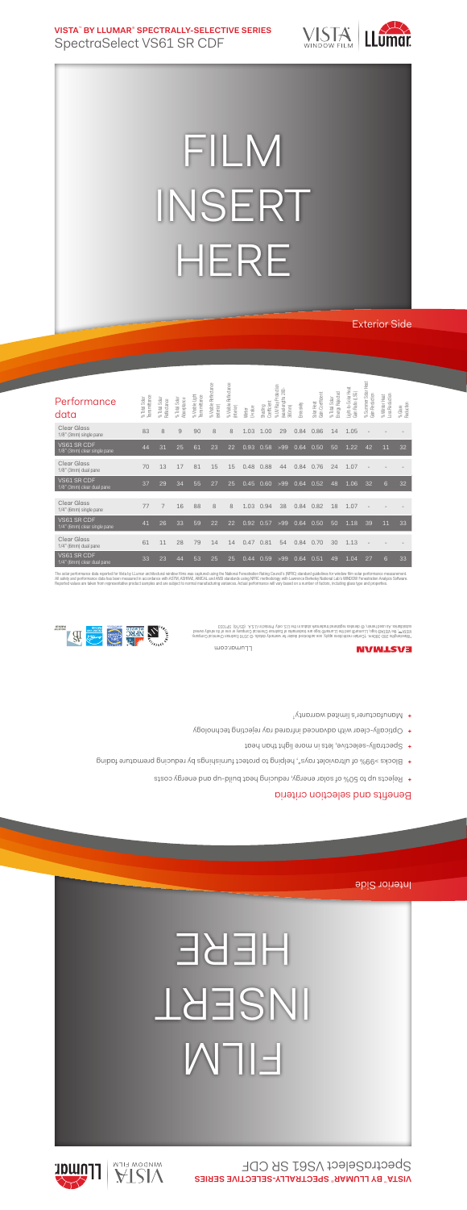**VISTA™ BY LLUMAR® SPECTRALLY-SELECTIVE SERIES**

SpectraSelect VS61 SR CDF

FILM INSERT HERE

Exterior Side

## Performance data

| | % Total Solar Transmittance | % Total Solar Reflectance | % Total Solar Absorbance | % Visible Light Transmittance | % Visible Reflectance (exterior) | % Visible Reflectance (interior) | Winter U-value | Shading Coefficient | % UV Ray Reduction (wavelengths 280-380nm) | Emissivity | Solar Heat Gain Coefficient | % Total Solar Energy Rejected | Light to Solar Heat Gain Ratio (LSG) | % Summer Solar Heat Gain Reduction | % Winter Heat Loss Reduction | % Glare Reduction |
|---|---|---|---|---|---|---|---|---|---|---|---|---|---|---|---|---|
| Clear Glass 1/8" (3mm) single pane | 83 | 8 | 9 | 90 | 8 | 8 | 1.03 | 1.00 | 29 | 0.84 | 0.86 | 14 | 1.05 | - | - | - |
| VS61 SR CDF 1/8" (3mm) clear single pane | 44 | 31 | 25 | 61 | 23 | 22 | 0.93 | 0.58 | >99 | 0.64 | 0.50 | 50 | 1.22 | 42 | 11 | 32 |
| Clear Glass 1/8" (3mm) dual pane | 70 | 13 | 17 | 81 | 15 | 15 | 0.48 | 0.88 | 44 | 0.84 | 0.76 | 24 | 1.07 | - | - | - |
| VS61 SR CDF 1/8" (3mm) clear dual pane | 37 | 29 | 34 | 55 | 27 | 25 | 0.45 | 0.60 | >99 | 0.64 | 0.52 | 48 | 1.06 | 32 | 6 | 32 |
| Clear Glass 1/4" (6mm) single pane | 77 | 7 | 16 | 88 | 8 | 8 | 1.03 | 0.94 | 38 | 0.84 | 0.82 | 18 | 1.07 | - | - | - |
| VS61 SR CDF 1/4" (6mm) clear single pane | 41 | 26 | 33 | 59 | 22 | 22 | 0.92 | 0.57 | >99 | 0.64 | 0.50 | 50 | 1.18 | 39 | 11 | 33 |
| Clear Glass 1/4" (6mm) dual pane | 61 | 11 | 28 | 79 | 14 | 14 | 0.47 | 0.81 | 54 | 0.84 | 0.70 | 30 | 1.13 | - | - | - |
| VS61 SR CDF 1/4" (6mm) clear dual pane | 33 | 23 | 44 | 53 | 25 | 25 | 0.44 | 0.59 | >99 | 0.64 | 0.51 | 49 | 1.04 | 27 | 6 | 33 |

The solar performance data reported for Vista by LLumar architectural window films was captured using the National Fenestration Rating Council's (NFRC) standard guidelines for window film solar performance measurement. All safety and performance data has been measured in accordance with ASTM, ASHRAE, ANSI/ and ANSI standards using NFRC methodology with Lawrence Berkeley National Lab's WINDOW Fenestration Analysis Software. Reported values are taken from representative product samples and are subject to normal manufacturing variances. Actual performance will vary based on a number of factors, including glass type and properties.

## Benefits and selection criteria

- Rejects up to 50% of solar energy, reducing heat build-up and energy costs
- Blocks >99% of ultraviolet rays*, helping to protect furnishings by reducing premature fading
- Spectrally-selective, lets in more light than heat
- Optically-clear with advanced infrared ray rejecting technology
- Manufacturer's limited warranty†

*Wavelengths 280-380nm. †Certain restrictions apply; see authorized dealer for warranty details. ©2018 Eastman Chemical Company. VISTA™, the VISTA® logo, LLumar® and the LLumar® logo are trademarks of Eastman Chemical Company or one of its wholly owned subsidiaries. As used herein, ® denotes registered trademark status in the U.S. only. Printed in U.S.A. (05/18) SP1023

EASTMAN

LLumar.com

Interior Side

FILM INSERT HERE

**VISTA™ BY LLUMAR® SPECTRALLY-SELECTIVE SERIES**

SpectraSelect VS61 SR CDF